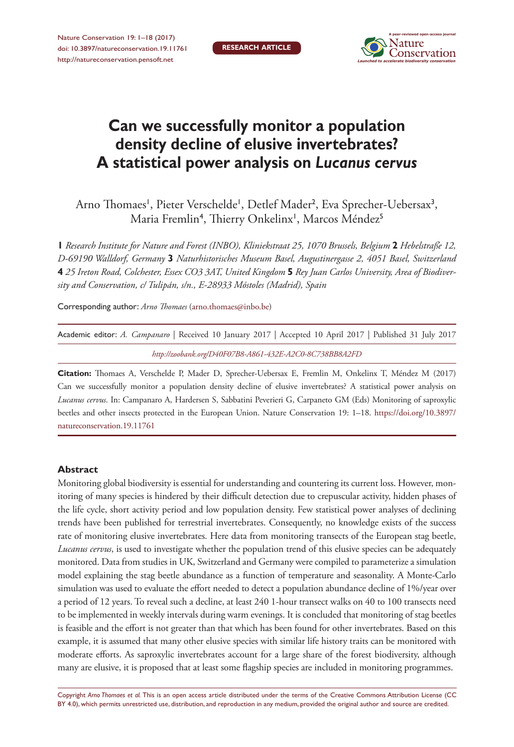RESEARCH ARTICLE

# Can we successfully monitor a population density decline of elusive invertebrates? A statistical power analysis on *Lucanus cervus*

Arno Thomaes[1], Pieter Verschelde[1], Detlef Mader[2], Eva Sprecher-Uebersax[3], Maria Fremlin[4], Thierry Onkelinx[1], Marcos Méndez[5]

**1** *Research Institute for Nature and Forest (INBO), Kliniekstraat 25, 1070 Brussels, Belgium* **2** *Hebelstraße 12, D-69190 Walldorf, Germany* **3** *Naturhistorisches Museum Basel, Augustinergasse 2, 4051 Basel, Switzerland* **4** *25 Ireton Road, Colchester, Essex CO3 3AT, United Kingdom* **5** *Rey Juan Carlos University, Area of Biodiversity and Conservation, c/ Tulipán, s/n., E-28933 Móstoles (Madrid), Spain*

Corresponding author: *Arno Thomaes* (arno.thomaes@inbo.be)

Academic editor: *A. Campanaro* | Received 10 January 2017 | Accepted 10 April 2017 | Published 31 July 2017

*http://zoobank.org/D40F07B8-A861-432E-A2C0-8C738BB8A2FD*

**Citation:** Thomaes A, Verschelde P, Mader D, Sprecher-Uebersax E, Fremlin M, Onkelinx T, Méndez M (2017) Can we successfully monitor a population density decline of elusive invertebrates? A statistical power analysis on *Lucanus cervus*. In: Campanaro A, Hardersen S, Sabbatini Peverieri G, Carpaneto GM (Eds) Monitoring of saproxylic beetles and other insects protected in the European Union. Nature Conservation 19: 1–18. https://doi.org/10.3897/natureconservation.19.11761

## Abstract

Monitoring global biodiversity is essential for understanding and countering its current loss. However, monitoring of many species is hindered by their difficult detection due to crepuscular activity, hidden phases of the life cycle, short activity period and low population density. Few statistical power analyses of declining trends have been published for terrestrial invertebrates. Consequently, no knowledge exists of the success rate of monitoring elusive invertebrates. Here data from monitoring transects of the European stag beetle, *Lucanus cervus*, is used to investigate whether the population trend of this elusive species can be adequately monitored. Data from studies in UK, Switzerland and Germany were compiled to parameterize a simulation model explaining the stag beetle abundance as a function of temperature and seasonality. A Monte-Carlo simulation was used to evaluate the effort needed to detect a population abundance decline of 1%/year over a period of 12 years. To reveal such a decline, at least 240 1-hour transect walks on 40 to 100 transects need to be implemented in weekly intervals during warm evenings. It is concluded that monitoring of stag beetles is feasible and the effort is not greater than that which has been found for other invertebrates. Based on this example, it is assumed that many other elusive species with similar life history traits can be monitored with moderate efforts. As saproxylic invertebrates account for a large share of the forest biodiversity, although many are elusive, it is proposed that at least some flagship species are included in monitoring programmes.

Copyright *Arno Thomaes et al.* This is an open access article distributed under the terms of the Creative Commons Attribution License (CC BY 4.0), which permits unrestricted use, distribution, and reproduction in any medium, provided the original author and source are credited.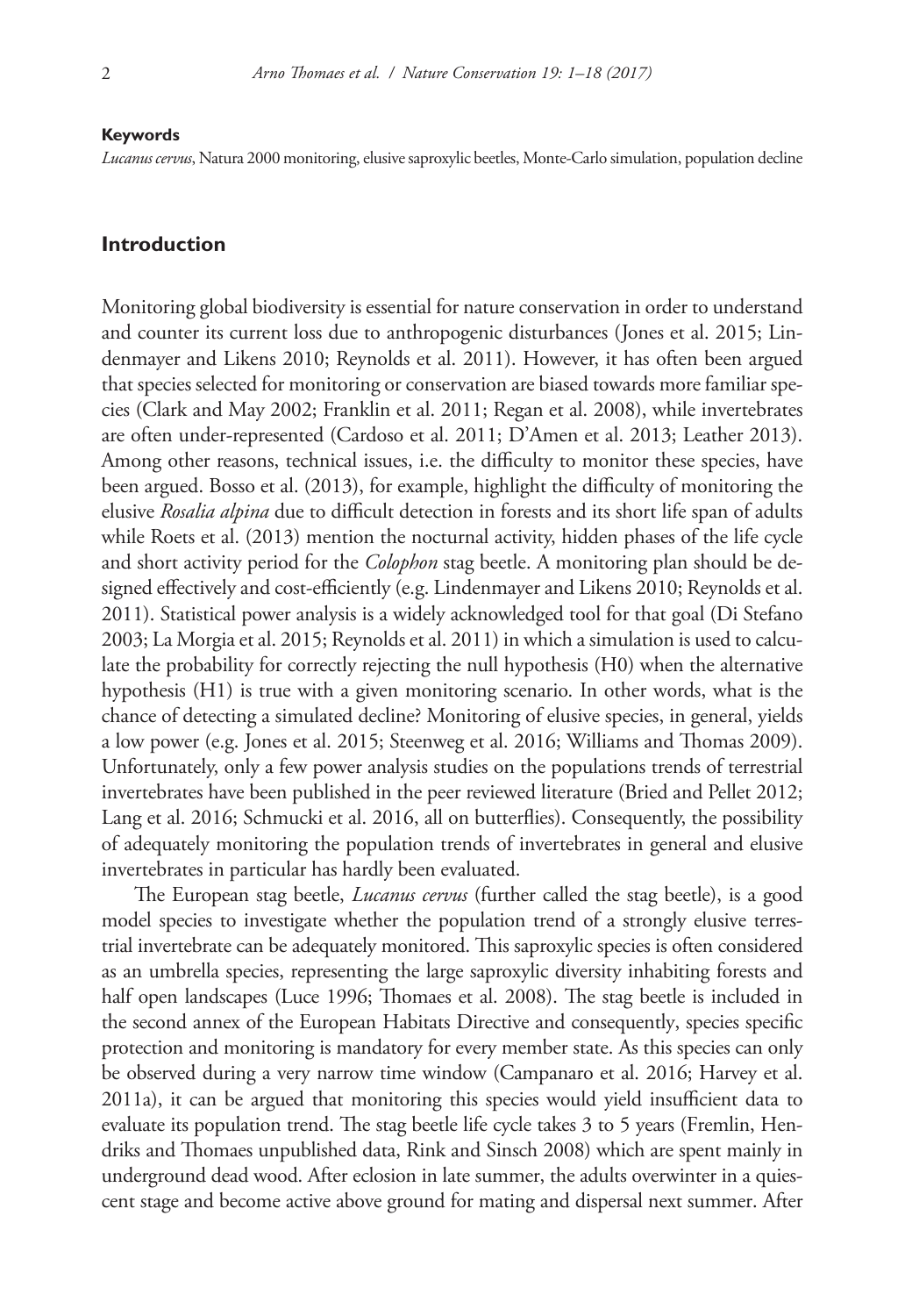**Keywords**

*Lucanus cervus*, Natura 2000 monitoring, elusive saproxylic beetles, Monte-Carlo simulation, population decline

## Introduction

Monitoring global biodiversity is essential for nature conservation in order to understand and counter its current loss due to anthropogenic disturbances (Jones et al. 2015; Lindenmayer and Likens 2010; Reynolds et al. 2011). However, it has often been argued that species selected for monitoring or conservation are biased towards more familiar species (Clark and May 2002; Franklin et al. 2011; Regan et al. 2008), while invertebrates are often under-represented (Cardoso et al. 2011; D'Amen et al. 2013; Leather 2013). Among other reasons, technical issues, i.e. the difficulty to monitor these species, have been argued. Bosso et al. (2013), for example, highlight the difficulty of monitoring the elusive *Rosalia alpina* due to difficult detection in forests and its short life span of adults while Roets et al. (2013) mention the nocturnal activity, hidden phases of the life cycle and short activity period for the *Colophon* stag beetle. A monitoring plan should be designed effectively and cost-efficiently (e.g. Lindenmayer and Likens 2010; Reynolds et al. 2011). Statistical power analysis is a widely acknowledged tool for that goal (Di Stefano 2003; La Morgia et al. 2015; Reynolds et al. 2011) in which a simulation is used to calculate the probability for correctly rejecting the null hypothesis (H0) when the alternative hypothesis (H1) is true with a given monitoring scenario. In other words, what is the chance of detecting a simulated decline? Monitoring of elusive species, in general, yields a low power (e.g. Jones et al. 2015; Steenweg et al. 2016; Williams and Thomas 2009). Unfortunately, only a few power analysis studies on the populations trends of terrestrial invertebrates have been published in the peer reviewed literature (Bried and Pellet 2012; Lang et al. 2016; Schmucki et al. 2016, all on butterflies). Consequently, the possibility of adequately monitoring the population trends of invertebrates in general and elusive invertebrates in particular has hardly been evaluated.

The European stag beetle, *Lucanus cervus* (further called the stag beetle), is a good model species to investigate whether the population trend of a strongly elusive terrestrial invertebrate can be adequately monitored. This saproxylic species is often considered as an umbrella species, representing the large saproxylic diversity inhabiting forests and half open landscapes (Luce 1996; Thomaes et al. 2008). The stag beetle is included in the second annex of the European Habitats Directive and consequently, species specific protection and monitoring is mandatory for every member state. As this species can only be observed during a very narrow time window (Campanaro et al. 2016; Harvey et al. 2011a), it can be argued that monitoring this species would yield insufficient data to evaluate its population trend. The stag beetle life cycle takes 3 to 5 years (Fremlin, Hendriks and Thomaes unpublished data, Rink and Sinsch 2008) which are spent mainly in underground dead wood. After eclosion in late summer, the adults overwinter in a quiescent stage and become active above ground for mating and dispersal next summer. After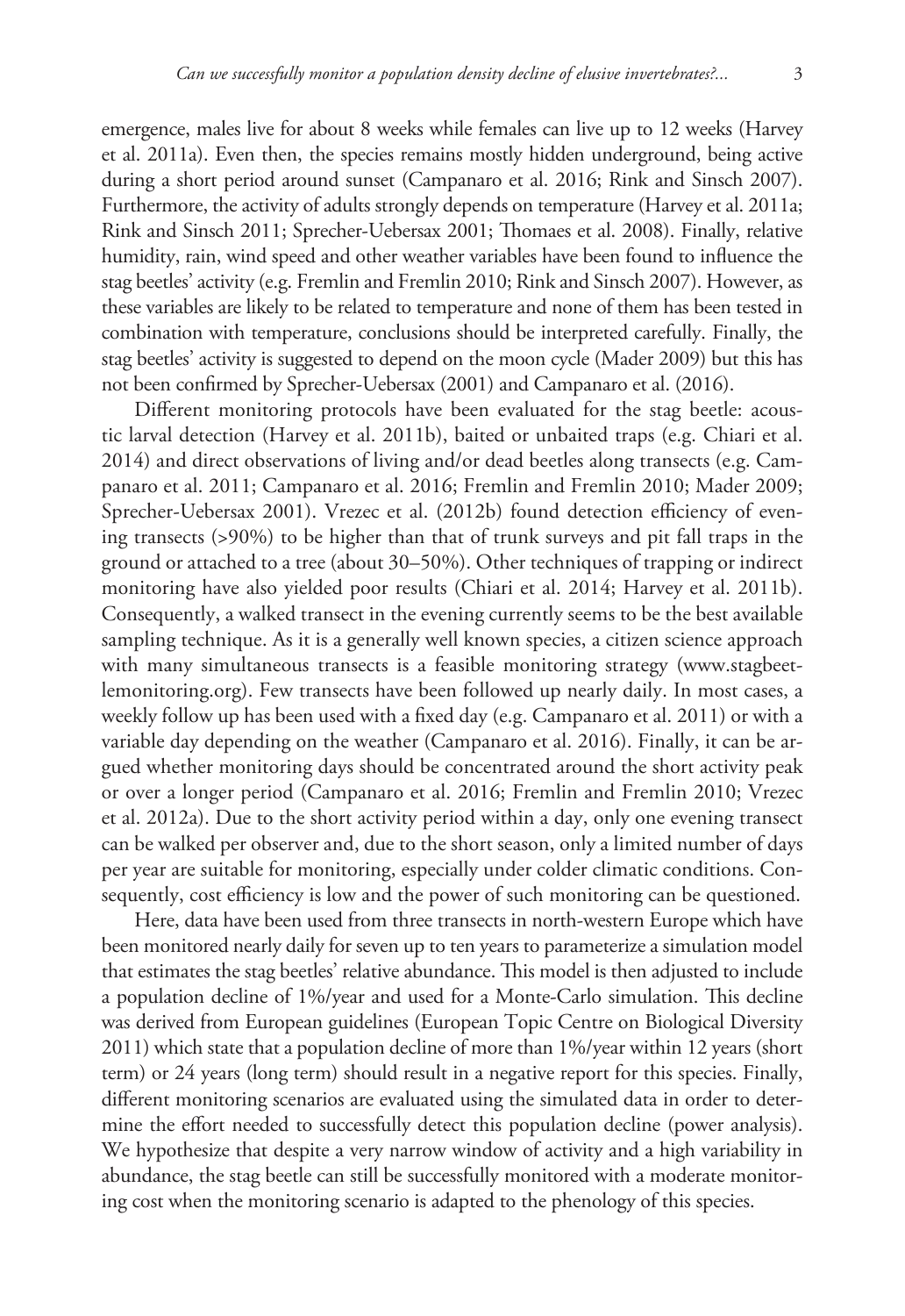emergence, males live for about 8 weeks while females can live up to 12 weeks (Harvey et al. 2011a). Even then, the species remains mostly hidden underground, being active during a short period around sunset (Campanaro et al. 2016; Rink and Sinsch 2007). Furthermore, the activity of adults strongly depends on temperature (Harvey et al. 2011a; Rink and Sinsch 2011; Sprecher-Uebersax 2001; Thomaes et al. 2008). Finally, relative humidity, rain, wind speed and other weather variables have been found to influence the stag beetles' activity (e.g. Fremlin and Fremlin 2010; Rink and Sinsch 2007). However, as these variables are likely to be related to temperature and none of them has been tested in combination with temperature, conclusions should be interpreted carefully. Finally, the stag beetles' activity is suggested to depend on the moon cycle (Mader 2009) but this has not been confirmed by Sprecher-Uebersax (2001) and Campanaro et al. (2016).

Different monitoring protocols have been evaluated for the stag beetle: acoustic larval detection (Harvey et al. 2011b), baited or unbaited traps (e.g. Chiari et al. 2014) and direct observations of living and/or dead beetles along transects (e.g. Campanaro et al. 2011; Campanaro et al. 2016; Fremlin and Fremlin 2010; Mader 2009; Sprecher-Uebersax 2001). Vrezec et al. (2012b) found detection efficiency of evening transects (>90%) to be higher than that of trunk surveys and pit fall traps in the ground or attached to a tree (about 30–50%). Other techniques of trapping or indirect monitoring have also yielded poor results (Chiari et al. 2014; Harvey et al. 2011b). Consequently, a walked transect in the evening currently seems to be the best available sampling technique. As it is a generally well known species, a citizen science approach with many simultaneous transects is a feasible monitoring strategy (www.stagbeetlemonitoring.org). Few transects have been followed up nearly daily. In most cases, a weekly follow up has been used with a fixed day (e.g. Campanaro et al. 2011) or with a variable day depending on the weather (Campanaro et al. 2016). Finally, it can be argued whether monitoring days should be concentrated around the short activity peak or over a longer period (Campanaro et al. 2016; Fremlin and Fremlin 2010; Vrezec et al. 2012a). Due to the short activity period within a day, only one evening transect can be walked per observer and, due to the short season, only a limited number of days per year are suitable for monitoring, especially under colder climatic conditions. Consequently, cost efficiency is low and the power of such monitoring can be questioned.

Here, data have been used from three transects in north-western Europe which have been monitored nearly daily for seven up to ten years to parameterize a simulation model that estimates the stag beetles' relative abundance. This model is then adjusted to include a population decline of 1%/year and used for a Monte-Carlo simulation. This decline was derived from European guidelines (European Topic Centre on Biological Diversity 2011) which state that a population decline of more than 1%/year within 12 years (short term) or 24 years (long term) should result in a negative report for this species. Finally, different monitoring scenarios are evaluated using the simulated data in order to determine the effort needed to successfully detect this population decline (power analysis). We hypothesize that despite a very narrow window of activity and a high variability in abundance, the stag beetle can still be successfully monitored with a moderate monitoring cost when the monitoring scenario is adapted to the phenology of this species.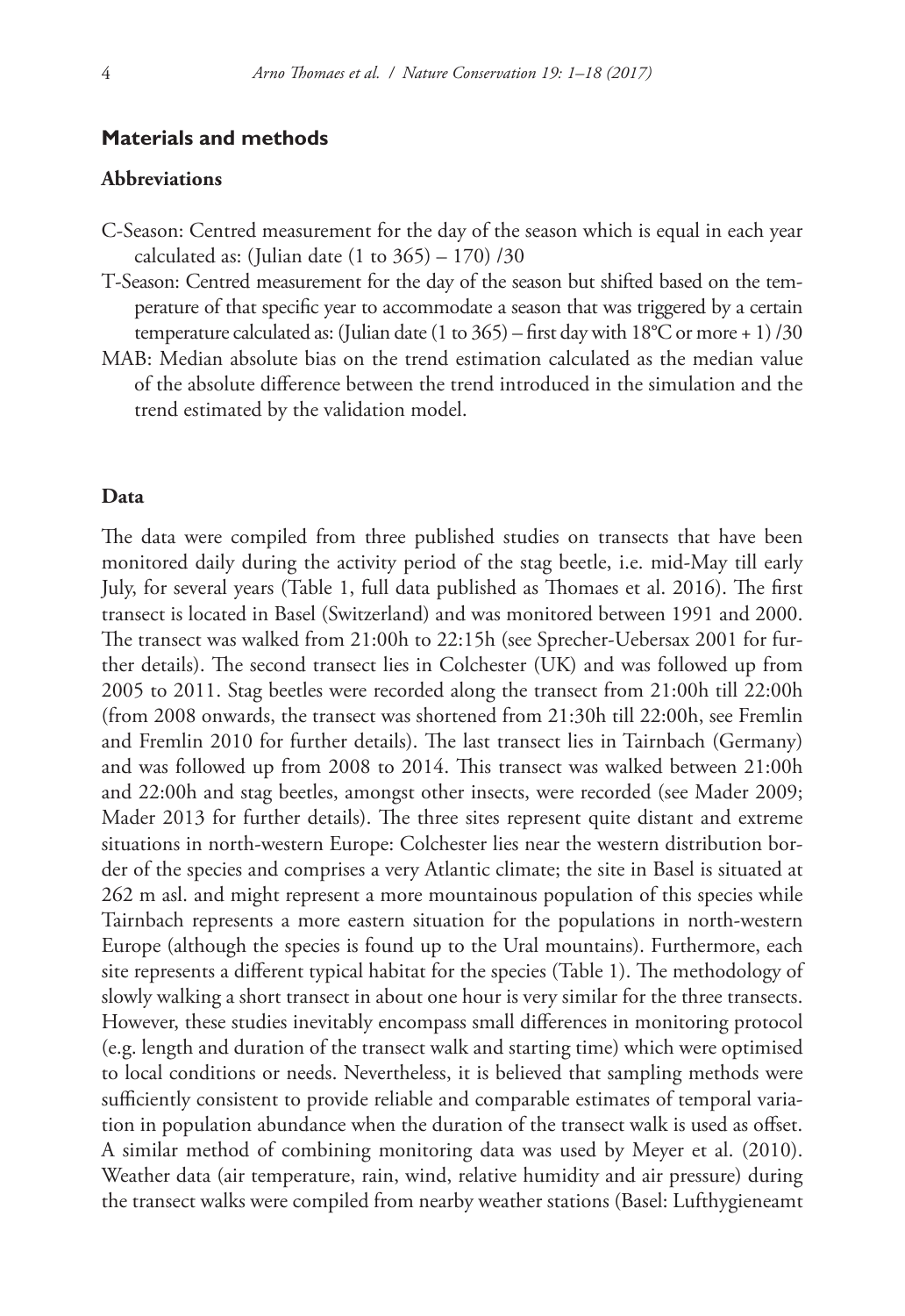## Materials and methods

### Abbreviations

C-Season: Centred measurement for the day of the season which is equal in each year calculated as: (Julian date (1 to 365) – 170) /30

T-Season: Centred measurement for the day of the season but shifted based on the temperature of that specific year to accommodate a season that was triggered by a certain temperature calculated as: (Julian date (1 to 365) – first day with 18°C or more + 1) /30

MAB: Median absolute bias on the trend estimation calculated as the median value of the absolute difference between the trend introduced in the simulation and the trend estimated by the validation model.

### Data

The data were compiled from three published studies on transects that have been monitored daily during the activity period of the stag beetle, i.e. mid-May till early July, for several years (Table 1, full data published as Thomaes et al. 2016). The first transect is located in Basel (Switzerland) and was monitored between 1991 and 2000. The transect was walked from 21:00h to 22:15h (see Sprecher-Uebersax 2001 for further details). The second transect lies in Colchester (UK) and was followed up from 2005 to 2011. Stag beetles were recorded along the transect from 21:00h till 22:00h (from 2008 onwards, the transect was shortened from 21:30h till 22:00h, see Fremlin and Fremlin 2010 for further details). The last transect lies in Tairnbach (Germany) and was followed up from 2008 to 2014. This transect was walked between 21:00h and 22:00h and stag beetles, amongst other insects, were recorded (see Mader 2009; Mader 2013 for further details). The three sites represent quite distant and extreme situations in north-western Europe: Colchester lies near the western distribution border of the species and comprises a very Atlantic climate; the site in Basel is situated at 262 m asl. and might represent a more mountainous population of this species while Tairnbach represents a more eastern situation for the populations in north-western Europe (although the species is found up to the Ural mountains). Furthermore, each site represents a different typical habitat for the species (Table 1). The methodology of slowly walking a short transect in about one hour is very similar for the three transects. However, these studies inevitably encompass small differences in monitoring protocol (e.g. length and duration of the transect walk and starting time) which were optimised to local conditions or needs. Nevertheless, it is believed that sampling methods were sufficiently consistent to provide reliable and comparable estimates of temporal variation in population abundance when the duration of the transect walk is used as offset. A similar method of combining monitoring data was used by Meyer et al. (2010). Weather data (air temperature, rain, wind, relative humidity and air pressure) during the transect walks were compiled from nearby weather stations (Basel: Lufthygieneamt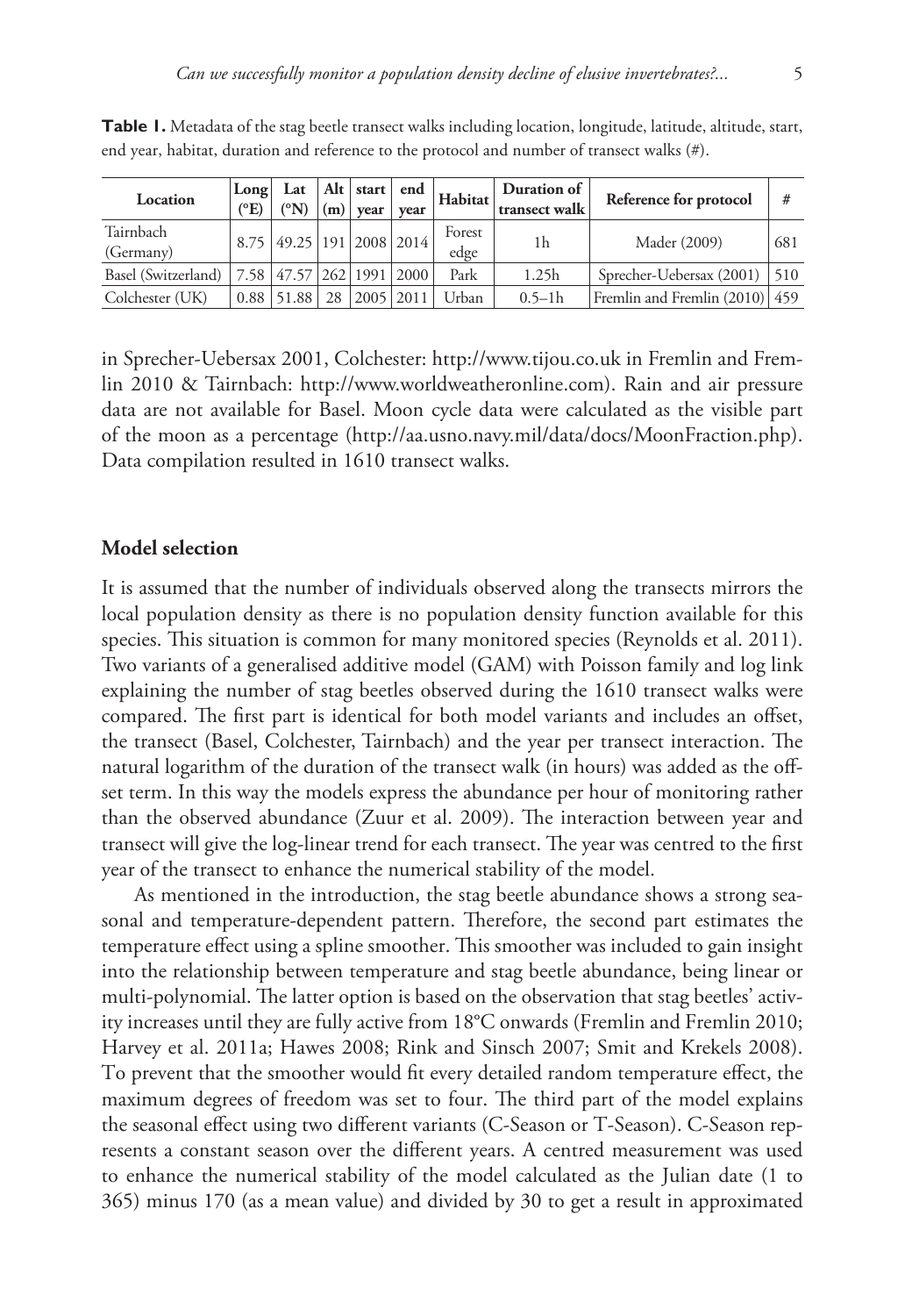**Table 1.** Metadata of the stag beetle transect walks including location, longitude, latitude, altitude, start, end year, habitat, duration and reference to the protocol and number of transect walks (#).

| Location | Long (°E) | Lat (°N) | Alt (m) | start year | end year | Habitat | Duration of transect walk | Reference for protocol | # |
|---|---|---|---|---|---|---|---|---|---|
| Tairnbach (Germany) | 8.75 | 49.25 | 191 | 2008 | 2014 | Forest edge | 1h | Mader (2009) | 681 |
| Basel (Switzerland) | 7.58 | 47.57 | 262 | 1991 | 2000 | Park | 1.25h | Sprecher-Uebersax (2001) | 510 |
| Colchester (UK) | 0.88 | 51.88 | 28 | 2005 | 2011 | Urban | 0.5–1h | Fremlin and Fremlin (2010) | 459 |

in Sprecher-Uebersax 2001, Colchester: http://www.tijou.co.uk in Fremlin and Fremlin 2010 & Tairnbach: http://www.worldweatheronline.com). Rain and air pressure data are not available for Basel. Moon cycle data were calculated as the visible part of the moon as a percentage (http://aa.usno.navy.mil/data/docs/MoonFraction.php). Data compilation resulted in 1610 transect walks.

## Model selection

It is assumed that the number of individuals observed along the transects mirrors the local population density as there is no population density function available for this species. This situation is common for many monitored species (Reynolds et al. 2011). Two variants of a generalised additive model (GAM) with Poisson family and log link explaining the number of stag beetles observed during the 1610 transect walks were compared. The first part is identical for both model variants and includes an offset, the transect (Basel, Colchester, Tairnbach) and the year per transect interaction. The natural logarithm of the duration of the transect walk (in hours) was added as the offset term. In this way the models express the abundance per hour of monitoring rather than the observed abundance (Zuur et al. 2009). The interaction between year and transect will give the log-linear trend for each transect. The year was centred to the first year of the transect to enhance the numerical stability of the model.

As mentioned in the introduction, the stag beetle abundance shows a strong seasonal and temperature-dependent pattern. Therefore, the second part estimates the temperature effect using a spline smoother. This smoother was included to gain insight into the relationship between temperature and stag beetle abundance, being linear or multi-polynomial. The latter option is based on the observation that stag beetles' activity increases until they are fully active from 18°C onwards (Fremlin and Fremlin 2010; Harvey et al. 2011a; Hawes 2008; Rink and Sinsch 2007; Smit and Krekels 2008). To prevent that the smoother would fit every detailed random temperature effect, the maximum degrees of freedom was set to four. The third part of the model explains the seasonal effect using two different variants (C-Season or T-Season). C-Season represents a constant season over the different years. A centred measurement was used to enhance the numerical stability of the model calculated as the Julian date (1 to 365) minus 170 (as a mean value) and divided by 30 to get a result in approximated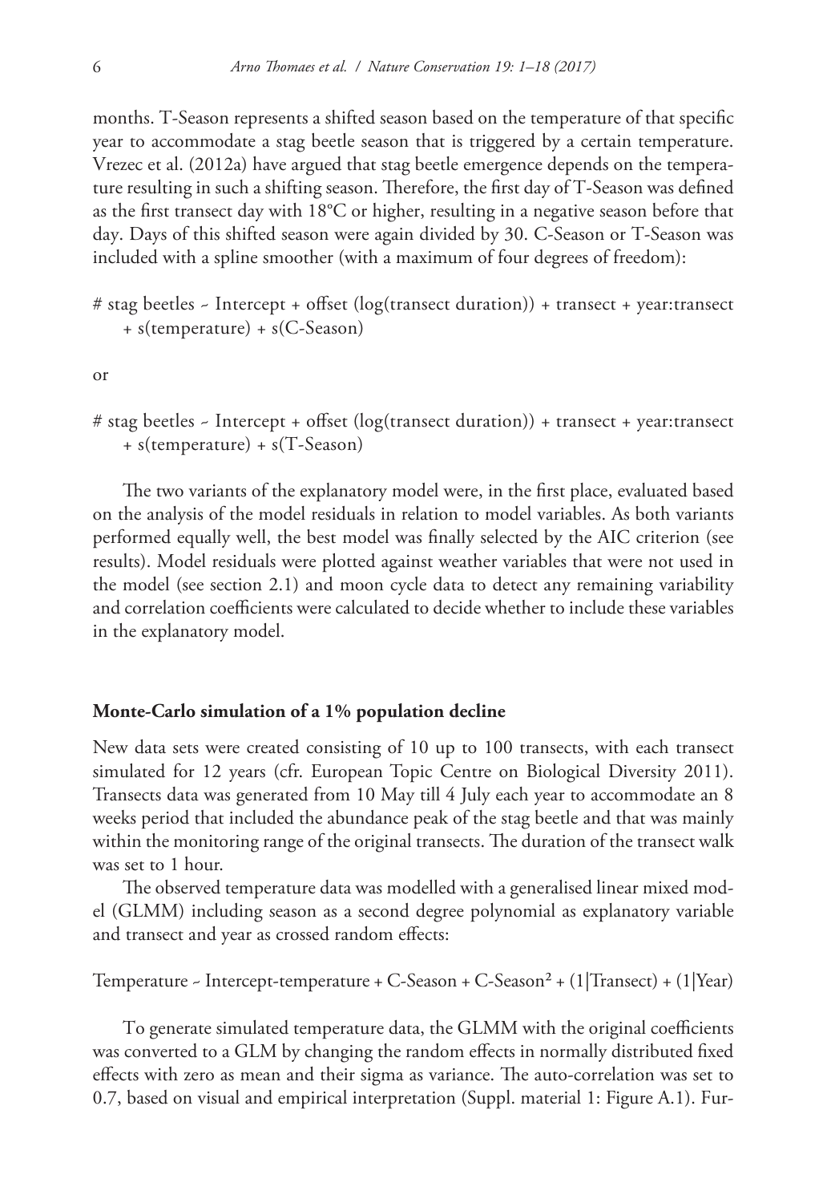months. T-Season represents a shifted season based on the temperature of that specific year to accommodate a stag beetle season that is triggered by a certain temperature. Vrezec et al. (2012a) have argued that stag beetle emergence depends on the temperature resulting in such a shifting season. Therefore, the first day of T-Season was defined as the first transect day with 18°C or higher, resulting in a negative season before that day. Days of this shifted season were again divided by 30. C-Season or T-Season was included with a spline smoother (with a maximum of four degrees of freedom):

# stag beetles ~ Intercept + offset (log(transect duration)) + transect + year:transect + s(temperature) + s(C-Season)

or

# stag beetles ~ Intercept + offset (log(transect duration)) + transect + year:transect + s(temperature) + s(T-Season)

The two variants of the explanatory model were, in the first place, evaluated based on the analysis of the model residuals in relation to model variables. As both variants performed equally well, the best model was finally selected by the AIC criterion (see results). Model residuals were plotted against weather variables that were not used in the model (see section 2.1) and moon cycle data to detect any remaining variability and correlation coefficients were calculated to decide whether to include these variables in the explanatory model.

### Monte-Carlo simulation of a 1% population decline

New data sets were created consisting of 10 up to 100 transects, with each transect simulated for 12 years (cfr. European Topic Centre on Biological Diversity 2011). Transects data was generated from 10 May till 4 July each year to accommodate an 8 weeks period that included the abundance peak of the stag beetle and that was mainly within the monitoring range of the original transects. The duration of the transect walk was set to 1 hour.

The observed temperature data was modelled with a generalised linear mixed model (GLMM) including season as a second degree polynomial as explanatory variable and transect and year as crossed random effects:

Temperature ~ Intercept-temperature + C-Season + C-Season$^2$ + (1|Transect) + (1|Year)

To generate simulated temperature data, the GLMM with the original coefficients was converted to a GLM by changing the random effects in normally distributed fixed effects with zero as mean and their sigma as variance. The auto-correlation was set to 0.7, based on visual and empirical interpretation (Suppl. material 1: Figure A.1). Fur-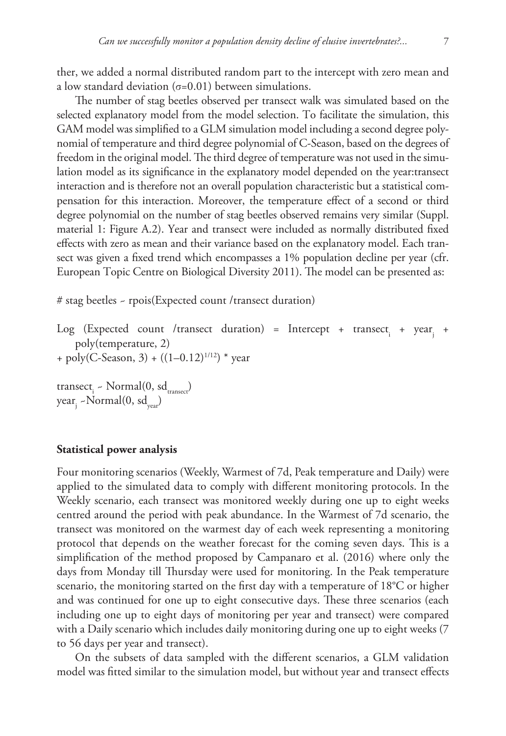ther, we added a normal distributed random part to the intercept with zero mean and a low standard deviation ($\sigma$=0.01) between simulations.

The number of stag beetles observed per transect walk was simulated based on the selected explanatory model from the model selection. To facilitate the simulation, this GAM model was simplified to a GLM simulation model including a second degree polynomial of temperature and third degree polynomial of C-Season, based on the degrees of freedom in the original model. The third degree of temperature was not used in the simulation model as its significance in the explanatory model depended on the year:transect interaction and is therefore not an overall population characteristic but a statistical compensation for this interaction. Moreover, the temperature effect of a second or third degree polynomial on the number of stag beetles observed remains very similar (Suppl. material 1: Figure A.2). Year and transect were included as normally distributed fixed effects with zero as mean and their variance based on the explanatory model. Each transect was given a fixed trend which encompasses a 1% population decline per year (cfr. European Topic Centre on Biological Diversity 2011). The model can be presented as:

# stag beetles ~ rpois(Expected count /transect duration)

$$\text{Log (Expected count /transect duration)} = \text{Intercept} + \text{transect}_i + \text{year}_j + \text{poly(temperature, 2)} + \text{poly(C-Season, 3)} + ((1\text{–}0.12)^{1/12}) * \text{year}$$

$$\text{transect}_i \sim \text{Normal}(0, \text{sd}_{\text{transect}})$$
$$\text{year}_j \sim \text{Normal}(0, \text{sd}_{\text{year}})$$

### Statistical power analysis

Four monitoring scenarios (Weekly, Warmest of 7d, Peak temperature and Daily) were applied to the simulated data to comply with different monitoring protocols. In the Weekly scenario, each transect was monitored weekly during one up to eight weeks centred around the period with peak abundance. In the Warmest of 7d scenario, the transect was monitored on the warmest day of each week representing a monitoring protocol that depends on the weather forecast for the coming seven days. This is a simplification of the method proposed by Campanaro et al. (2016) where only the days from Monday till Thursday were used for monitoring. In the Peak temperature scenario, the monitoring started on the first day with a temperature of 18°C or higher and was continued for one up to eight consecutive days. These three scenarios (each including one up to eight days of monitoring per year and transect) were compared with a Daily scenario which includes daily monitoring during one up to eight weeks (7 to 56 days per year and transect).

On the subsets of data sampled with the different scenarios, a GLM validation model was fitted similar to the simulation model, but without year and transect effects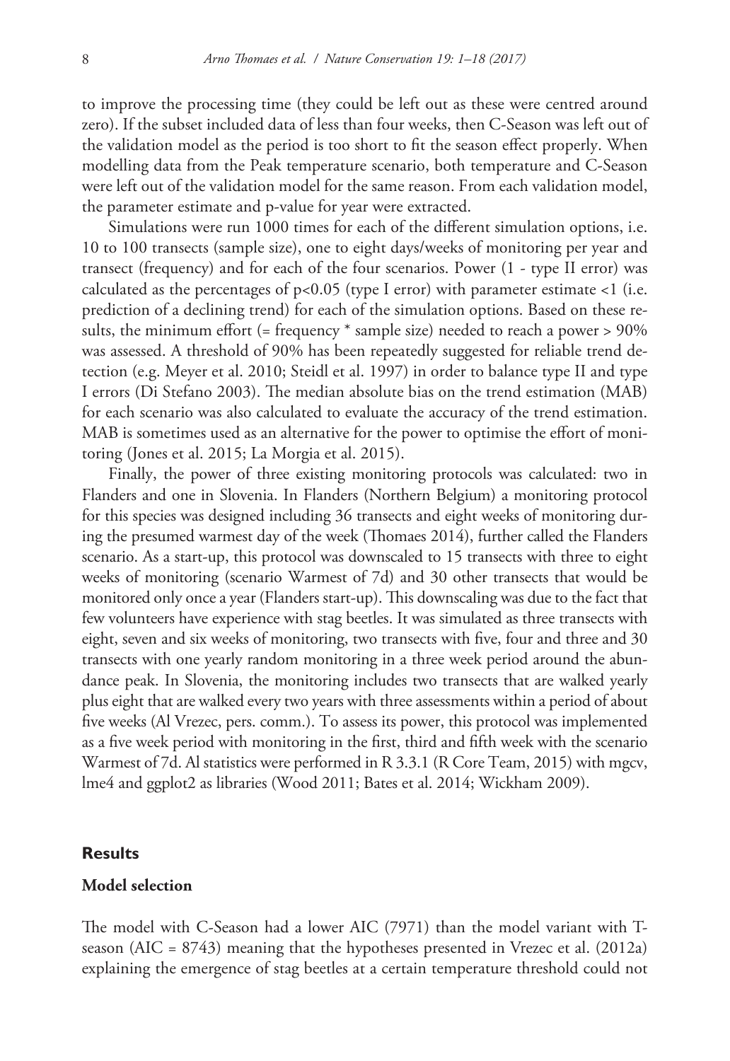to improve the processing time (they could be left out as these were centred around zero). If the subset included data of less than four weeks, then C-Season was left out of the validation model as the period is too short to fit the season effect properly. When modelling data from the Peak temperature scenario, both temperature and C-Season were left out of the validation model for the same reason. From each validation model, the parameter estimate and p-value for year were extracted.

Simulations were run 1000 times for each of the different simulation options, i.e. 10 to 100 transects (sample size), one to eight days/weeks of monitoring per year and transect (frequency) and for each of the four scenarios. Power (1 - type II error) was calculated as the percentages of $p<0.05$ (type I error) with parameter estimate <1 (i.e. prediction of a declining trend) for each of the simulation options. Based on these results, the minimum effort (= frequency * sample size) needed to reach a power > 90% was assessed. A threshold of 90% has been repeatedly suggested for reliable trend detection (e.g. Meyer et al. 2010; Steidl et al. 1997) in order to balance type II and type I errors (Di Stefano 2003). The median absolute bias on the trend estimation (MAB) for each scenario was also calculated to evaluate the accuracy of the trend estimation. MAB is sometimes used as an alternative for the power to optimise the effort of monitoring (Jones et al. 2015; La Morgia et al. 2015).

Finally, the power of three existing monitoring protocols was calculated: two in Flanders and one in Slovenia. In Flanders (Northern Belgium) a monitoring protocol for this species was designed including 36 transects and eight weeks of monitoring during the presumed warmest day of the week (Thomaes 2014), further called the Flanders scenario. As a start-up, this protocol was downscaled to 15 transects with three to eight weeks of monitoring (scenario Warmest of 7d) and 30 other transects that would be monitored only once a year (Flanders start-up). This downscaling was due to the fact that few volunteers have experience with stag beetles. It was simulated as three transects with eight, seven and six weeks of monitoring, two transects with five, four and three and 30 transects with one yearly random monitoring in a three week period around the abundance peak. In Slovenia, the monitoring includes two transects that are walked yearly plus eight that are walked every two years with three assessments within a period of about five weeks (Al Vrezec, pers. comm.). To assess its power, this protocol was implemented as a five week period with monitoring in the first, third and fifth week with the scenario Warmest of 7d. Al statistics were performed in R 3.3.1 (R Core Team, 2015) with mgcv, lme4 and ggplot2 as libraries (Wood 2011; Bates et al. 2014; Wickham 2009).

## Results

### Model selection

The model with C-Season had a lower AIC (7971) than the model variant with T-season (AIC = 8743) meaning that the hypotheses presented in Vrezec et al. (2012a) explaining the emergence of stag beetles at a certain temperature threshold could not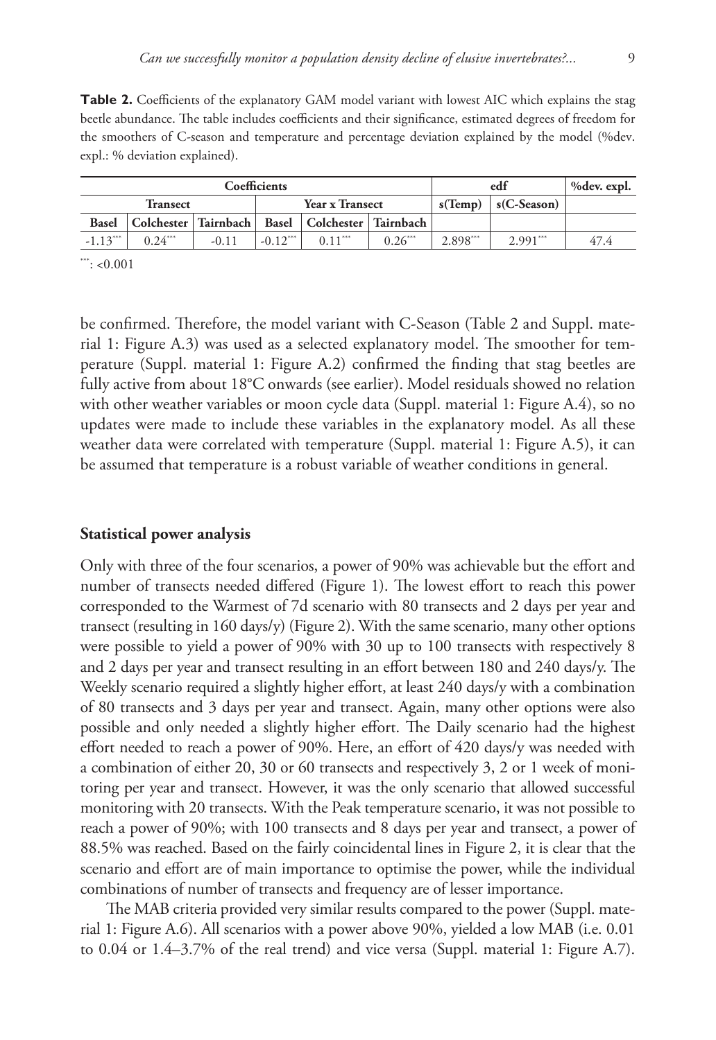**Table 2.** Coefficients of the explanatory GAM model variant with lowest AIC which explains the stag beetle abundance. The table includes coefficients and their significance, estimated degrees of freedom for the smoothers of C-season and temperature and percentage deviation explained by the model (%dev. expl.: % deviation explained).

| Coefficients | | | | | | edf | | %dev. expl. |
|---|---|---|---|---|---|---|---|---|
| Transect | | | Year x Transect | | | s(Temp) | s(C-Season) | |
| Basel | Colchester | Tairnbach | Basel | Colchester | Tairnbach | | | |
| -1.13*** | 0.24*** | -0.11 | -0.12*** | 0.11*** | 0.26*** | 2.898*** | 2.991*** | 47.4 |

***: <0.001

be confirmed. Therefore, the model variant with C-Season (Table 2 and Suppl. material 1: Figure A.3) was used as a selected explanatory model. The smoother for temperature (Suppl. material 1: Figure A.2) confirmed the finding that stag beetles are fully active from about 18°C onwards (see earlier). Model residuals showed no relation with other weather variables or moon cycle data (Suppl. material 1: Figure A.4), so no updates were made to include these variables in the explanatory model. As all these weather data were correlated with temperature (Suppl. material 1: Figure A.5), it can be assumed that temperature is a robust variable of weather conditions in general.

### Statistical power analysis

Only with three of the four scenarios, a power of 90% was achievable but the effort and number of transects needed differed (Figure 1). The lowest effort to reach this power corresponded to the Warmest of 7d scenario with 80 transects and 2 days per year and transect (resulting in 160 days/y) (Figure 2). With the same scenario, many other options were possible to yield a power of 90% with 30 up to 100 transects with respectively 8 and 2 days per year and transect resulting in an effort between 180 and 240 days/y. The Weekly scenario required a slightly higher effort, at least 240 days/y with a combination of 80 transects and 3 days per year and transect. Again, many other options were also possible and only needed a slightly higher effort. The Daily scenario had the highest effort needed to reach a power of 90%. Here, an effort of 420 days/y was needed with a combination of either 20, 30 or 60 transects and respectively 3, 2 or 1 week of monitoring per year and transect. However, it was the only scenario that allowed successful monitoring with 20 transects. With the Peak temperature scenario, it was not possible to reach a power of 90%; with 100 transects and 8 days per year and transect, a power of 88.5% was reached. Based on the fairly coincidental lines in Figure 2, it is clear that the scenario and effort are of main importance to optimise the power, while the individual combinations of number of transects and frequency are of lesser importance.

The MAB criteria provided very similar results compared to the power (Suppl. material 1: Figure A.6). All scenarios with a power above 90%, yielded a low MAB (i.e. 0.01 to 0.04 or 1.4–3.7% of the real trend) and vice versa (Suppl. material 1: Figure A.7).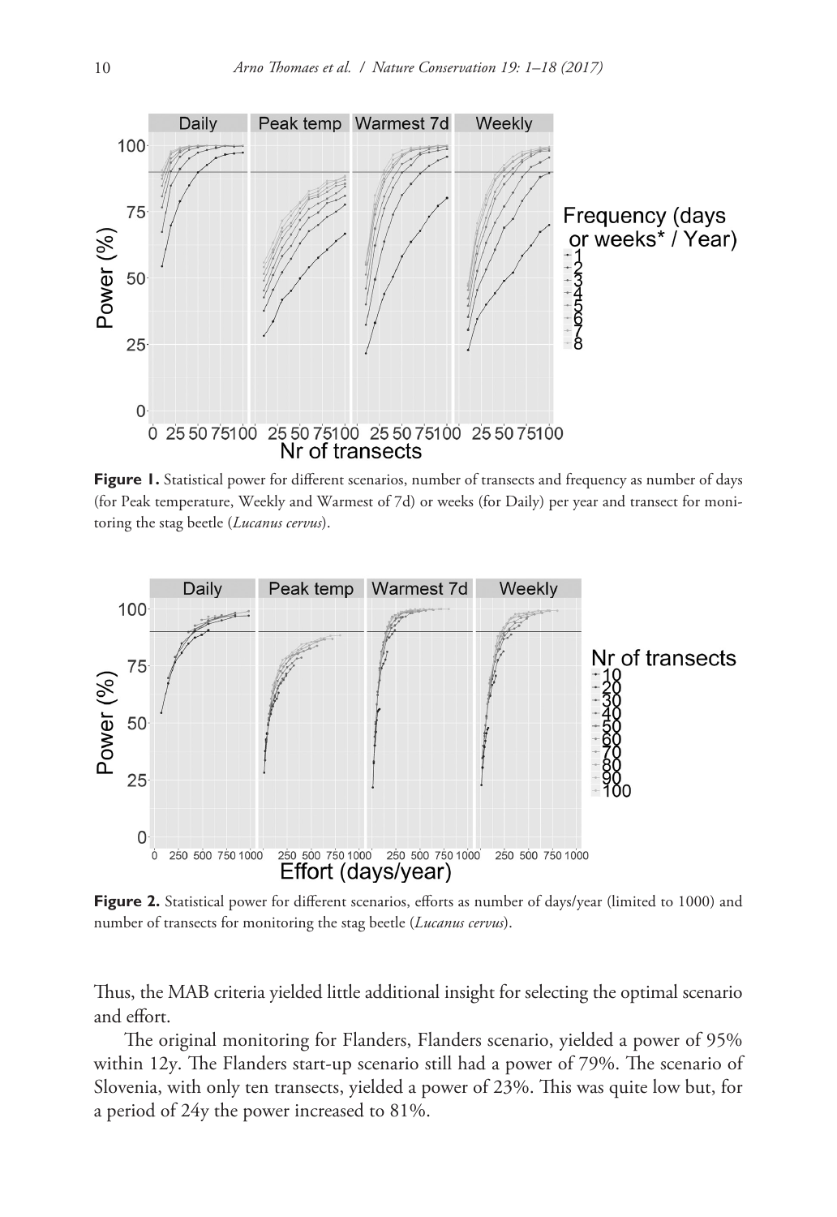**Figure 1.** Statistical power for different scenarios, number of transects and frequency as number of days (for Peak temperature, Weekly and Warmest of 7d) or weeks (for Daily) per year and transect for monitoring the stag beetle (*Lucanus cervus*).

**Figure 2.** Statistical power for different scenarios, efforts as number of days/year (limited to 1000) and number of transects for monitoring the stag beetle (*Lucanus cervus*).

Thus, the MAB criteria yielded little additional insight for selecting the optimal scenario and effort.

The original monitoring for Flanders, Flanders scenario, yielded a power of 95% within 12y. The Flanders start-up scenario still had a power of 79%. The scenario of Slovenia, with only ten transects, yielded a power of 23%. This was quite low but, for a period of 24y the power increased to 81%.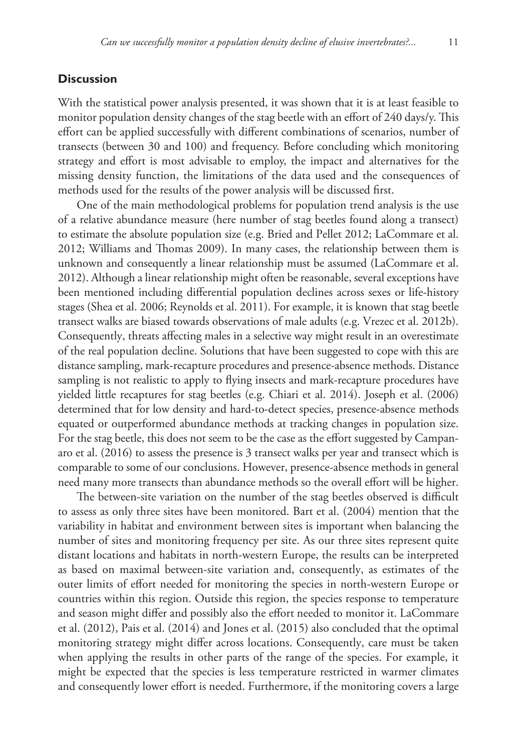## Discussion

With the statistical power analysis presented, it was shown that it is at least feasible to monitor population density changes of the stag beetle with an effort of 240 days/y. This effort can be applied successfully with different combinations of scenarios, number of transects (between 30 and 100) and frequency. Before concluding which monitoring strategy and effort is most advisable to employ, the impact and alternatives for the missing density function, the limitations of the data used and the consequences of methods used for the results of the power analysis will be discussed first.

One of the main methodological problems for population trend analysis is the use of a relative abundance measure (here number of stag beetles found along a transect) to estimate the absolute population size (e.g. Bried and Pellet 2012; LaCommare et al. 2012; Williams and Thomas 2009). In many cases, the relationship between them is unknown and consequently a linear relationship must be assumed (LaCommare et al. 2012). Although a linear relationship might often be reasonable, several exceptions have been mentioned including differential population declines across sexes or life-history stages (Shea et al. 2006; Reynolds et al. 2011). For example, it is known that stag beetle transect walks are biased towards observations of male adults (e.g. Vrezec et al. 2012b). Consequently, threats affecting males in a selective way might result in an overestimate of the real population decline. Solutions that have been suggested to cope with this are distance sampling, mark-recapture procedures and presence-absence methods. Distance sampling is not realistic to apply to flying insects and mark-recapture procedures have yielded little recaptures for stag beetles (e.g. Chiari et al. 2014). Joseph et al. (2006) determined that for low density and hard-to-detect species, presence-absence methods equated or outperformed abundance methods at tracking changes in population size. For the stag beetle, this does not seem to be the case as the effort suggested by Campanaro et al. (2016) to assess the presence is 3 transect walks per year and transect which is comparable to some of our conclusions. However, presence-absence methods in general need many more transects than abundance methods so the overall effort will be higher.

The between-site variation on the number of the stag beetles observed is difficult to assess as only three sites have been monitored. Bart et al. (2004) mention that the variability in habitat and environment between sites is important when balancing the number of sites and monitoring frequency per site. As our three sites represent quite distant locations and habitats in north-western Europe, the results can be interpreted as based on maximal between-site variation and, consequently, as estimates of the outer limits of effort needed for monitoring the species in north-western Europe or countries within this region. Outside this region, the species response to temperature and season might differ and possibly also the effort needed to monitor it. LaCommare et al. (2012), Pais et al. (2014) and Jones et al. (2015) also concluded that the optimal monitoring strategy might differ across locations. Consequently, care must be taken when applying the results in other parts of the range of the species. For example, it might be expected that the species is less temperature restricted in warmer climates and consequently lower effort is needed. Furthermore, if the monitoring covers a large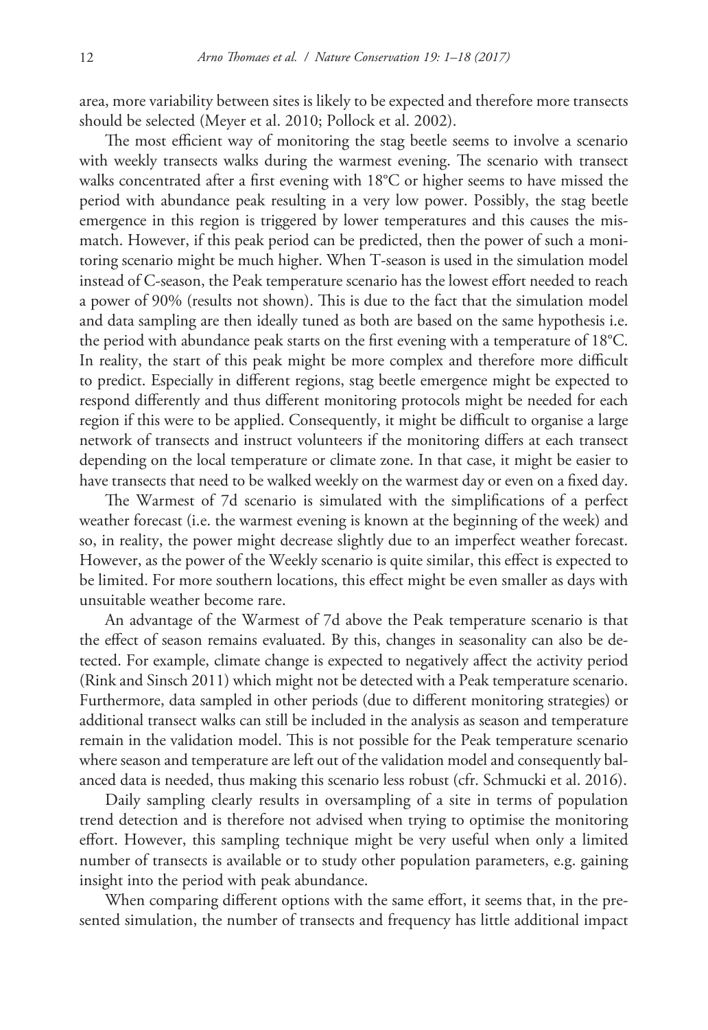area, more variability between sites is likely to be expected and therefore more transects should be selected (Meyer et al. 2010; Pollock et al. 2002).

The most efficient way of monitoring the stag beetle seems to involve a scenario with weekly transects walks during the warmest evening. The scenario with transect walks concentrated after a first evening with 18°C or higher seems to have missed the period with abundance peak resulting in a very low power. Possibly, the stag beetle emergence in this region is triggered by lower temperatures and this causes the mismatch. However, if this peak period can be predicted, then the power of such a monitoring scenario might be much higher. When T-season is used in the simulation model instead of C-season, the Peak temperature scenario has the lowest effort needed to reach a power of 90% (results not shown). This is due to the fact that the simulation model and data sampling are then ideally tuned as both are based on the same hypothesis i.e. the period with abundance peak starts on the first evening with a temperature of 18°C. In reality, the start of this peak might be more complex and therefore more difficult to predict. Especially in different regions, stag beetle emergence might be expected to respond differently and thus different monitoring protocols might be needed for each region if this were to be applied. Consequently, it might be difficult to organise a large network of transects and instruct volunteers if the monitoring differs at each transect depending on the local temperature or climate zone. In that case, it might be easier to have transects that need to be walked weekly on the warmest day or even on a fixed day.

The Warmest of 7d scenario is simulated with the simplifications of a perfect weather forecast (i.e. the warmest evening is known at the beginning of the week) and so, in reality, the power might decrease slightly due to an imperfect weather forecast. However, as the power of the Weekly scenario is quite similar, this effect is expected to be limited. For more southern locations, this effect might be even smaller as days with unsuitable weather become rare.

An advantage of the Warmest of 7d above the Peak temperature scenario is that the effect of season remains evaluated. By this, changes in seasonality can also be detected. For example, climate change is expected to negatively affect the activity period (Rink and Sinsch 2011) which might not be detected with a Peak temperature scenario. Furthermore, data sampled in other periods (due to different monitoring strategies) or additional transect walks can still be included in the analysis as season and temperature remain in the validation model. This is not possible for the Peak temperature scenario where season and temperature are left out of the validation model and consequently balanced data is needed, thus making this scenario less robust (cfr. Schmucki et al. 2016).

Daily sampling clearly results in oversampling of a site in terms of population trend detection and is therefore not advised when trying to optimise the monitoring effort. However, this sampling technique might be very useful when only a limited number of transects is available or to study other population parameters, e.g. gaining insight into the period with peak abundance.

When comparing different options with the same effort, it seems that, in the presented simulation, the number of transects and frequency has little additional impact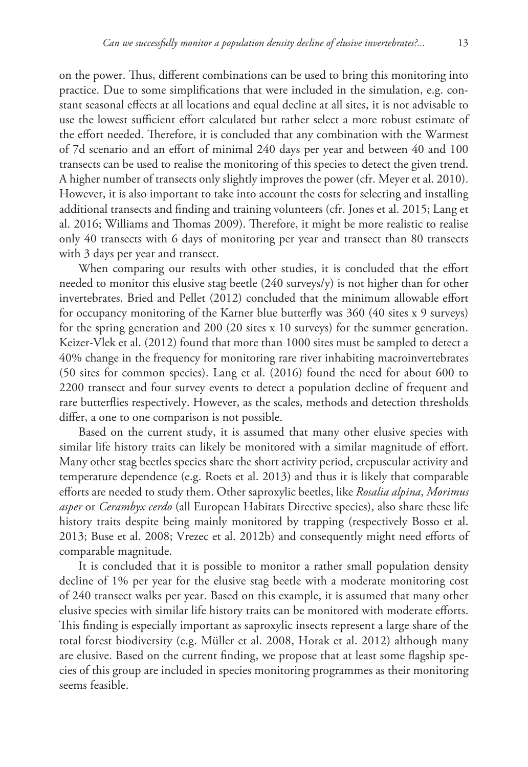on the power. Thus, different combinations can be used to bring this monitoring into practice. Due to some simplifications that were included in the simulation, e.g. constant seasonal effects at all locations and equal decline at all sites, it is not advisable to use the lowest sufficient effort calculated but rather select a more robust estimate of the effort needed. Therefore, it is concluded that any combination with the Warmest of 7d scenario and an effort of minimal 240 days per year and between 40 and 100 transects can be used to realise the monitoring of this species to detect the given trend. A higher number of transects only slightly improves the power (cfr. Meyer et al. 2010). However, it is also important to take into account the costs for selecting and installing additional transects and finding and training volunteers (cfr. Jones et al. 2015; Lang et al. 2016; Williams and Thomas 2009). Therefore, it might be more realistic to realise only 40 transects with 6 days of monitoring per year and transect than 80 transects with 3 days per year and transect.

When comparing our results with other studies, it is concluded that the effort needed to monitor this elusive stag beetle (240 surveys/y) is not higher than for other invertebrates. Bried and Pellet (2012) concluded that the minimum allowable effort for occupancy monitoring of the Karner blue butterfly was 360 (40 sites x 9 surveys) for the spring generation and 200 (20 sites x 10 surveys) for the summer generation. Keizer-Vlek et al. (2012) found that more than 1000 sites must be sampled to detect a 40% change in the frequency for monitoring rare river inhabiting macroinvertebrates (50 sites for common species). Lang et al. (2016) found the need for about 600 to 2200 transect and four survey events to detect a population decline of frequent and rare butterflies respectively. However, as the scales, methods and detection thresholds differ, a one to one comparison is not possible.

Based on the current study, it is assumed that many other elusive species with similar life history traits can likely be monitored with a similar magnitude of effort. Many other stag beetles species share the short activity period, crepuscular activity and temperature dependence (e.g. Roets et al. 2013) and thus it is likely that comparable efforts are needed to study them. Other saproxylic beetles, like *Rosalia alpina*, *Morimus asper* or *Cerambyx cerdo* (all European Habitats Directive species), also share these life history traits despite being mainly monitored by trapping (respectively Bosso et al. 2013; Buse et al. 2008; Vrezec et al. 2012b) and consequently might need efforts of comparable magnitude.

It is concluded that it is possible to monitor a rather small population density decline of 1% per year for the elusive stag beetle with a moderate monitoring cost of 240 transect walks per year. Based on this example, it is assumed that many other elusive species with similar life history traits can be monitored with moderate efforts. This finding is especially important as saproxylic insects represent a large share of the total forest biodiversity (e.g. Müller et al. 2008, Horak et al. 2012) although many are elusive. Based on the current finding, we propose that at least some flagship species of this group are included in species monitoring programmes as their monitoring seems feasible.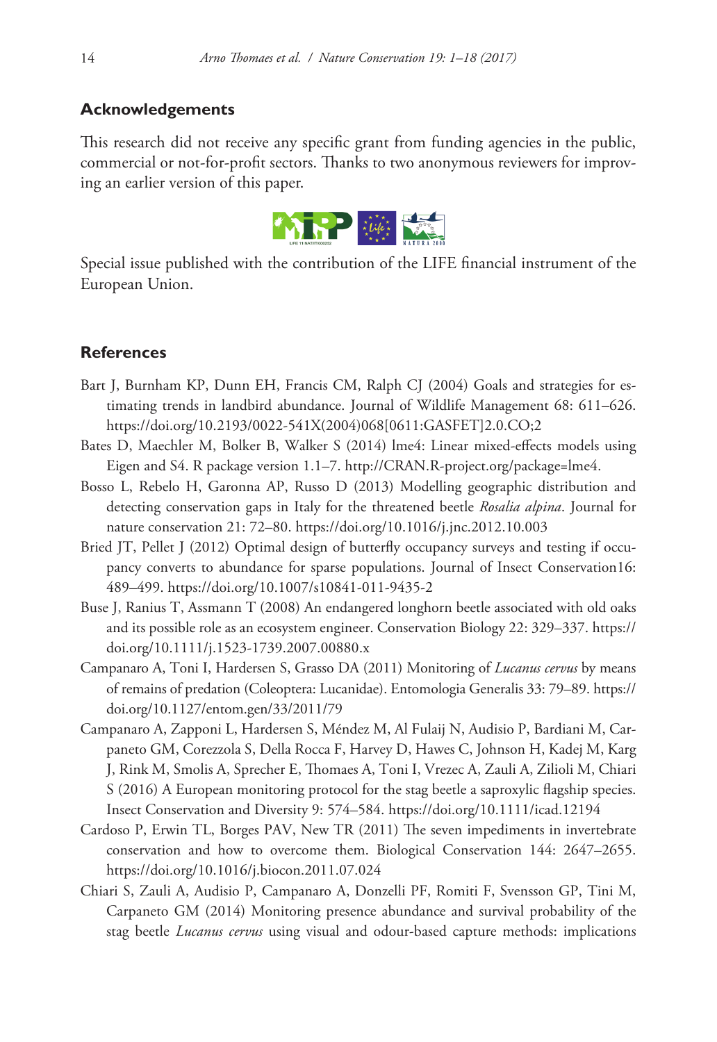## Acknowledgements

This research did not receive any specific grant from funding agencies in the public, commercial or not-for-profit sectors. Thanks to two anonymous reviewers for improving an earlier version of this paper.

Special issue published with the contribution of the LIFE financial instrument of the European Union.

## References

Bart J, Burnham KP, Dunn EH, Francis CM, Ralph CJ (2004) Goals and strategies for estimating trends in landbird abundance. Journal of Wildlife Management 68: 611–626. https://doi.org/10.2193/0022-541X(2004)068[0611:GASFET]2.0.CO;2

Bates D, Maechler M, Bolker B, Walker S (2014) lme4: Linear mixed-effects models using Eigen and S4. R package version 1.1–7. http://CRAN.R-project.org/package=lme4.

Bosso L, Rebelo H, Garonna AP, Russo D (2013) Modelling geographic distribution and detecting conservation gaps in Italy for the threatened beetle *Rosalia alpina*. Journal for nature conservation 21: 72–80. https://doi.org/10.1016/j.jnc.2012.10.003

Bried JT, Pellet J (2012) Optimal design of butterfly occupancy surveys and testing if occupancy converts to abundance for sparse populations. Journal of Insect Conservation16: 489–499. https://doi.org/10.1007/s10841-011-9435-2

Buse J, Ranius T, Assmann T (2008) An endangered longhorn beetle associated with old oaks and its possible role as an ecosystem engineer. Conservation Biology 22: 329–337. https://doi.org/10.1111/j.1523-1739.2007.00880.x

Campanaro A, Toni I, Hardersen S, Grasso DA (2011) Monitoring of *Lucanus cervus* by means of remains of predation (Coleoptera: Lucanidae). Entomologia Generalis 33: 79–89. https://doi.org/10.1127/entom.gen/33/2011/79

Campanaro A, Zapponi L, Hardersen S, Méndez M, Al Fulaij N, Audisio P, Bardiani M, Carpaneto GM, Corezzola S, Della Rocca F, Harvey D, Hawes C, Johnson H, Kadej M, Karg J, Rink M, Smolis A, Sprecher E, Thomaes A, Toni I, Vrezec A, Zauli A, Zilioli M, Chiari S (2016) A European monitoring protocol for the stag beetle a saproxylic flagship species. Insect Conservation and Diversity 9: 574–584. https://doi.org/10.1111/icad.12194

Cardoso P, Erwin TL, Borges PAV, New TR (2011) The seven impediments in invertebrate conservation and how to overcome them. Biological Conservation 144: 2647–2655. https://doi.org/10.1016/j.biocon.2011.07.024

Chiari S, Zauli A, Audisio P, Campanaro A, Donzelli PF, Romiti F, Svensson GP, Tini M, Carpaneto GM (2014) Monitoring presence abundance and survival probability of the stag beetle *Lucanus cervus* using visual and odour-based capture methods: implications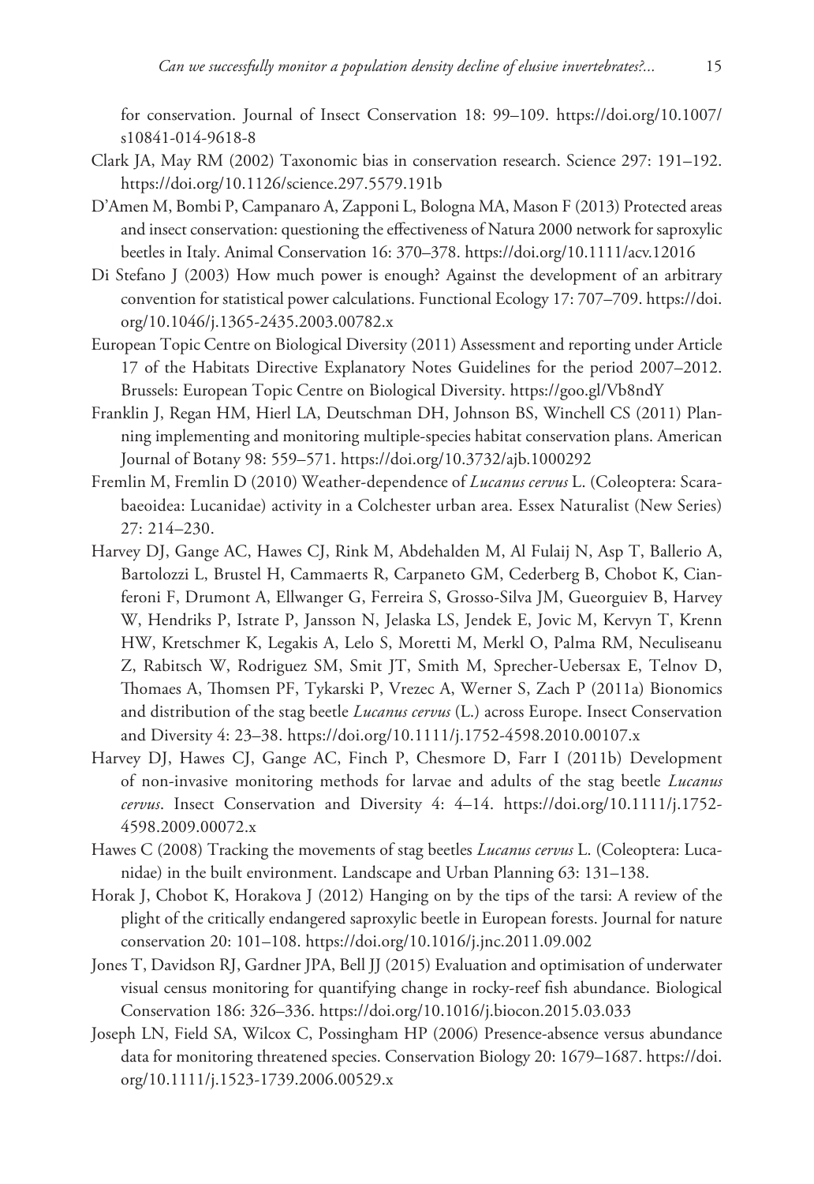for conservation. Journal of Insect Conservation 18: 99–109. https://doi.org/10.1007/s10841-014-9618-8

Clark JA, May RM (2002) Taxonomic bias in conservation research. Science 297: 191–192. https://doi.org/10.1126/science.297.5579.191b

D'Amen M, Bombi P, Campanaro A, Zapponi L, Bologna MA, Mason F (2013) Protected areas and insect conservation: questioning the effectiveness of Natura 2000 network for saproxylic beetles in Italy. Animal Conservation 16: 370–378. https://doi.org/10.1111/acv.12016

Di Stefano J (2003) How much power is enough? Against the development of an arbitrary convention for statistical power calculations. Functional Ecology 17: 707–709. https://doi.org/10.1046/j.1365-2435.2003.00782.x

European Topic Centre on Biological Diversity (2011) Assessment and reporting under Article 17 of the Habitats Directive Explanatory Notes Guidelines for the period 2007–2012. Brussels: European Topic Centre on Biological Diversity. https://goo.gl/Vb8ndY

Franklin J, Regan HM, Hierl LA, Deutschman DH, Johnson BS, Winchell CS (2011) Planning implementing and monitoring multiple-species habitat conservation plans. American Journal of Botany 98: 559–571. https://doi.org/10.3732/ajb.1000292

Fremlin M, Fremlin D (2010) Weather-dependence of *Lucanus cervus* L. (Coleoptera: Scarabaeoidea: Lucanidae) activity in a Colchester urban area. Essex Naturalist (New Series) 27: 214–230.

Harvey DJ, Gange AC, Hawes CJ, Rink M, Abdehalden M, Al Fulaij N, Asp T, Ballerio A, Bartolozzi L, Brustel H, Cammaerts R, Carpaneto GM, Cederberg B, Chobot K, Cianferoni F, Drumont A, Ellwanger G, Ferreira S, Grosso-Silva JM, Gueorguiev B, Harvey W, Hendriks P, Istrate P, Jansson N, Jelaska LS, Jendek E, Jovic M, Kervyn T, Krenn HW, Kretschmer K, Legakis A, Lelo S, Moretti M, Merkl O, Palma RM, Neculiseanu Z, Rabitsch W, Rodriguez SM, Smit JT, Smith M, Sprecher-Uebersax E, Telnov D, Thomaes A, Thomsen PF, Tykarski P, Vrezec A, Werner S, Zach P (2011a) Bionomics and distribution of the stag beetle *Lucanus cervus* (L.) across Europe. Insect Conservation and Diversity 4: 23–38. https://doi.org/10.1111/j.1752-4598.2010.00107.x

Harvey DJ, Hawes CJ, Gange AC, Finch P, Chesmore D, Farr I (2011b) Development of non-invasive monitoring methods for larvae and adults of the stag beetle *Lucanus cervus*. Insect Conservation and Diversity 4: 4–14. https://doi.org/10.1111/j.1752-4598.2009.00072.x

Hawes C (2008) Tracking the movements of stag beetles *Lucanus cervus* L. (Coleoptera: Lucanidae) in the built environment. Landscape and Urban Planning 63: 131–138.

Horak J, Chobot K, Horakova J (2012) Hanging on by the tips of the tarsi: A review of the plight of the critically endangered saproxylic beetle in European forests. Journal for nature conservation 20: 101–108. https://doi.org/10.1016/j.jnc.2011.09.002

Jones T, Davidson RJ, Gardner JPA, Bell JJ (2015) Evaluation and optimisation of underwater visual census monitoring for quantifying change in rocky-reef fish abundance. Biological Conservation 186: 326–336. https://doi.org/10.1016/j.biocon.2015.03.033

Joseph LN, Field SA, Wilcox C, Possingham HP (2006) Presence-absence versus abundance data for monitoring threatened species. Conservation Biology 20: 1679–1687. https://doi.org/10.1111/j.1523-1739.2006.00529.x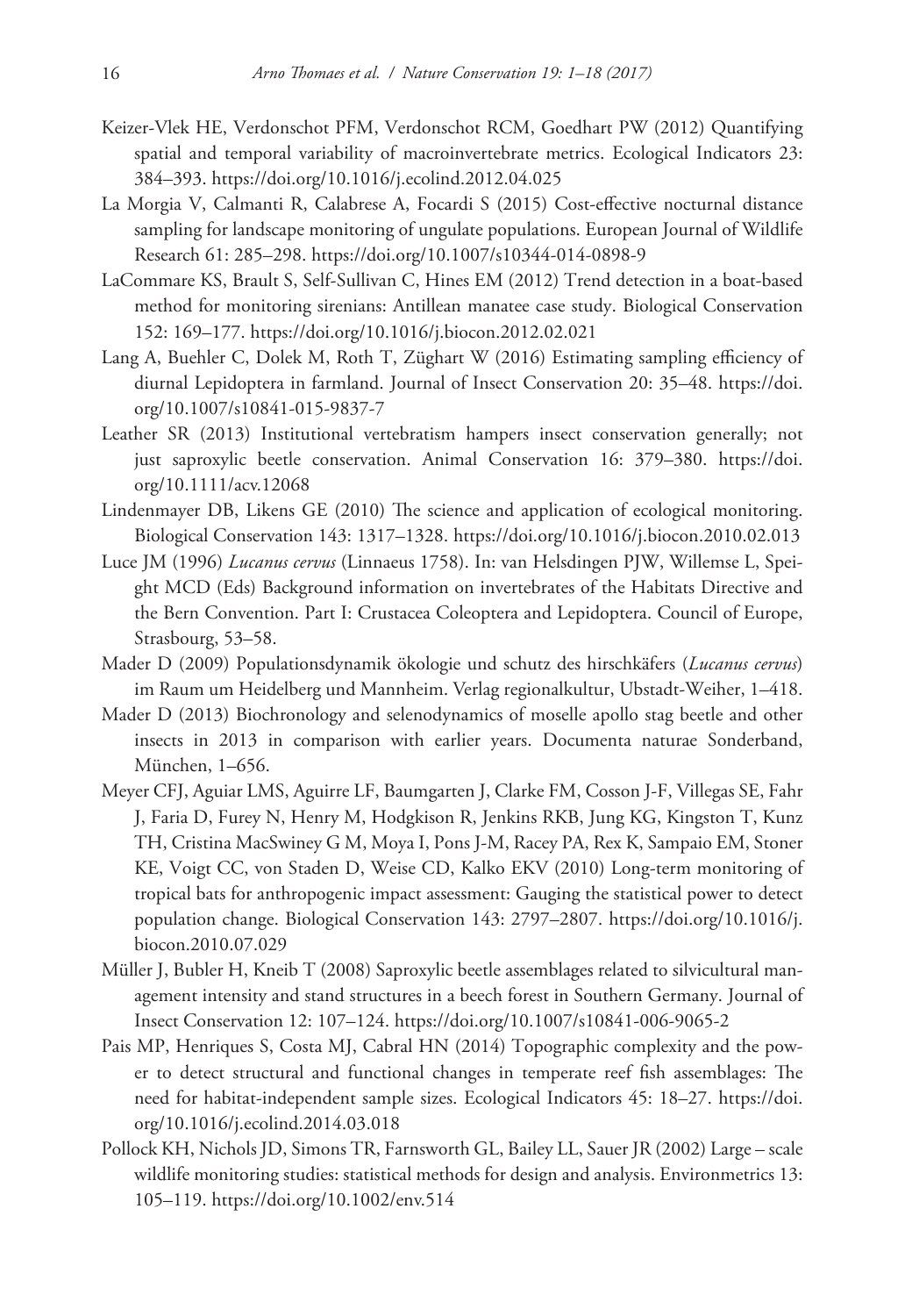Keizer-Vlek HE, Verdonschot PFM, Verdonschot RCM, Goedhart PW (2012) Quantifying spatial and temporal variability of macroinvertebrate metrics. Ecological Indicators 23: 384–393. https://doi.org/10.1016/j.ecolind.2012.04.025

La Morgia V, Calmanti R, Calabrese A, Focardi S (2015) Cost-effective nocturnal distance sampling for landscape monitoring of ungulate populations. European Journal of Wildlife Research 61: 285–298. https://doi.org/10.1007/s10344-014-0898-9

LaCommare KS, Brault S, Self-Sullivan C, Hines EM (2012) Trend detection in a boat-based method for monitoring sirenians: Antillean manatee case study. Biological Conservation 152: 169–177. https://doi.org/10.1016/j.biocon.2012.02.021

Lang A, Buehler C, Dolek M, Roth T, Züghart W (2016) Estimating sampling efficiency of diurnal Lepidoptera in farmland. Journal of Insect Conservation 20: 35–48. https://doi.org/10.1007/s10841-015-9837-7

Leather SR (2013) Institutional vertebratism hampers insect conservation generally; not just saproxylic beetle conservation. Animal Conservation 16: 379–380. https://doi.org/10.1111/acv.12068

Lindenmayer DB, Likens GE (2010) The science and application of ecological monitoring. Biological Conservation 143: 1317–1328. https://doi.org/10.1016/j.biocon.2010.02.013

Luce JM (1996) *Lucanus cervus* (Linnaeus 1758). In: van Helsdingen PJW, Willemse L, Speight MCD (Eds) Background information on invertebrates of the Habitats Directive and the Bern Convention. Part I: Crustacea Coleoptera and Lepidoptera. Council of Europe, Strasbourg, 53–58.

Mader D (2009) Populationsdynamik ökologie und schutz des hirschkäfers (*Lucanus cervus*) im Raum um Heidelberg und Mannheim. Verlag regionalkultur, Ubstadt-Weiher, 1–418.

Mader D (2013) Biochronology and selenodynamics of moselle apollo stag beetle and other insects in 2013 in comparison with earlier years. Documenta naturae Sonderband, München, 1–656.

Meyer CFJ, Aguiar LMS, Aguirre LF, Baumgarten J, Clarke FM, Cosson J-F, Villegas SE, Fahr J, Faria D, Furey N, Henry M, Hodgkison R, Jenkins RKB, Jung KG, Kingston T, Kunz TH, Cristina MacSwiney G M, Moya I, Pons J-M, Racey PA, Rex K, Sampaio EM, Stoner KE, Voigt CC, von Staden D, Weise CD, Kalko EKV (2010) Long-term monitoring of tropical bats for anthropogenic impact assessment: Gauging the statistical power to detect population change. Biological Conservation 143: 2797–2807. https://doi.org/10.1016/j.biocon.2010.07.029

Müller J, Bubler H, Kneib T (2008) Saproxylic beetle assemblages related to silvicultural management intensity and stand structures in a beech forest in Southern Germany. Journal of Insect Conservation 12: 107–124. https://doi.org/10.1007/s10841-006-9065-2

Pais MP, Henriques S, Costa MJ, Cabral HN (2014) Topographic complexity and the power to detect structural and functional changes in temperate reef fish assemblages: The need for habitat-independent sample sizes. Ecological Indicators 45: 18–27. https://doi.org/10.1016/j.ecolind.2014.03.018

Pollock KH, Nichols JD, Simons TR, Farnsworth GL, Bailey LL, Sauer JR (2002) Large – scale wildlife monitoring studies: statistical methods for design and analysis. Environmetrics 13: 105–119. https://doi.org/10.1002/env.514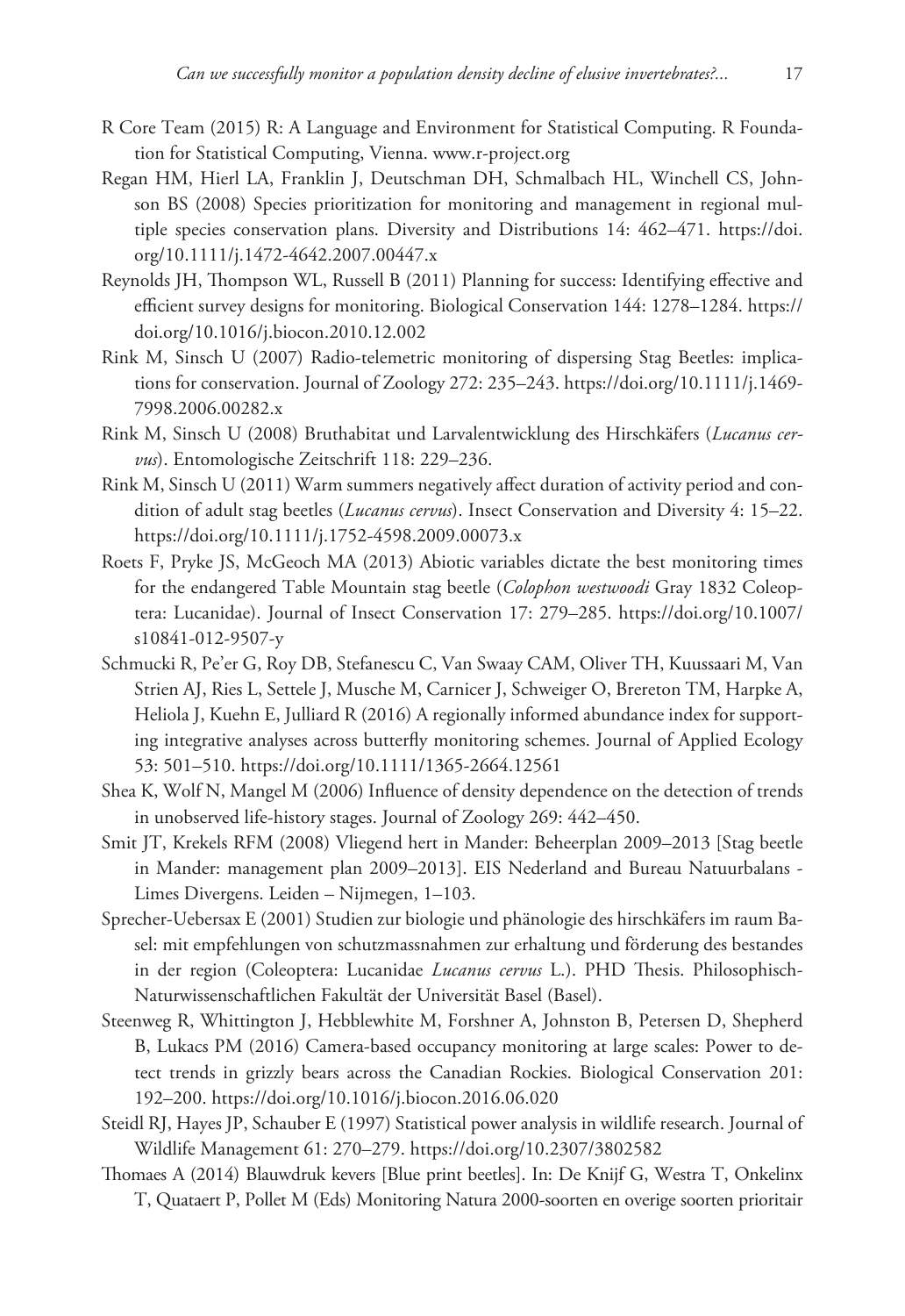R Core Team (2015) R: A Language and Environment for Statistical Computing. R Foundation for Statistical Computing, Vienna. www.r-project.org

Regan HM, Hierl LA, Franklin J, Deutschman DH, Schmalbach HL, Winchell CS, Johnson BS (2008) Species prioritization for monitoring and management in regional multiple species conservation plans. Diversity and Distributions 14: 462–471. https://doi.org/10.1111/j.1472-4642.2007.00447.x

Reynolds JH, Thompson WL, Russell B (2011) Planning for success: Identifying effective and efficient survey designs for monitoring. Biological Conservation 144: 1278–1284. https://doi.org/10.1016/j.biocon.2010.12.002

Rink M, Sinsch U (2007) Radio-telemetric monitoring of dispersing Stag Beetles: implications for conservation. Journal of Zoology 272: 235–243. https://doi.org/10.1111/j.1469-7998.2006.00282.x

Rink M, Sinsch U (2008) Bruthabitat und Larvalentwicklung des Hirschkäfers (*Lucanus cervus*). Entomologische Zeitschrift 118: 229–236.

Rink M, Sinsch U (2011) Warm summers negatively affect duration of activity period and condition of adult stag beetles (*Lucanus cervus*). Insect Conservation and Diversity 4: 15–22. https://doi.org/10.1111/j.1752-4598.2009.00073.x

Roets F, Pryke JS, McGeoch MA (2013) Abiotic variables dictate the best monitoring times for the endangered Table Mountain stag beetle (*Colophon westwoodi* Gray 1832 Coleoptera: Lucanidae). Journal of Insect Conservation 17: 279–285. https://doi.org/10.1007/s10841-012-9507-y

Schmucki R, Pe'er G, Roy DB, Stefanescu C, Van Swaay CAM, Oliver TH, Kuussaari M, Van Strien AJ, Ries L, Settele J, Musche M, Carnicer J, Schweiger O, Brereton TM, Harpke A, Heliola J, Kuehn E, Julliard R (2016) A regionally informed abundance index for supporting integrative analyses across butterfly monitoring schemes. Journal of Applied Ecology 53: 501–510. https://doi.org/10.1111/1365-2664.12561

Shea K, Wolf N, Mangel M (2006) Influence of density dependence on the detection of trends in unobserved life-history stages. Journal of Zoology 269: 442–450.

Smit JT, Krekels RFM (2008) Vliegend hert in Mander: Beheerplan 2009–2013 [Stag beetle in Mander: management plan 2009–2013]. EIS Nederland and Bureau Natuurbalans - Limes Divergens. Leiden – Nijmegen, 1–103.

Sprecher-Uebersax E (2001) Studien zur biologie und phänologie des hirschkäfers im raum Basel: mit empfehlungen von schutzmassnahmen zur erhaltung und förderung des bestandes in der region (Coleoptera: Lucanidae *Lucanus cervus* L.). PHD Thesis. Philosophisch-Naturwissenschaftlichen Fakultät der Universität Basel (Basel).

Steenweg R, Whittington J, Hebblewhite M, Forshner A, Johnston B, Petersen D, Shepherd B, Lukacs PM (2016) Camera-based occupancy monitoring at large scales: Power to detect trends in grizzly bears across the Canadian Rockies. Biological Conservation 201: 192–200. https://doi.org/10.1016/j.biocon.2016.06.020

Steidl RJ, Hayes JP, Schauber E (1997) Statistical power analysis in wildlife research. Journal of Wildlife Management 61: 270–279. https://doi.org/10.2307/3802582

Thomaes A (2014) Blauwdruk kevers [Blue print beetles]. In: De Knijf G, Westra T, Onkelinx T, Quataert P, Pollet M (Eds) Monitoring Natura 2000-soorten en overige soorten prioritair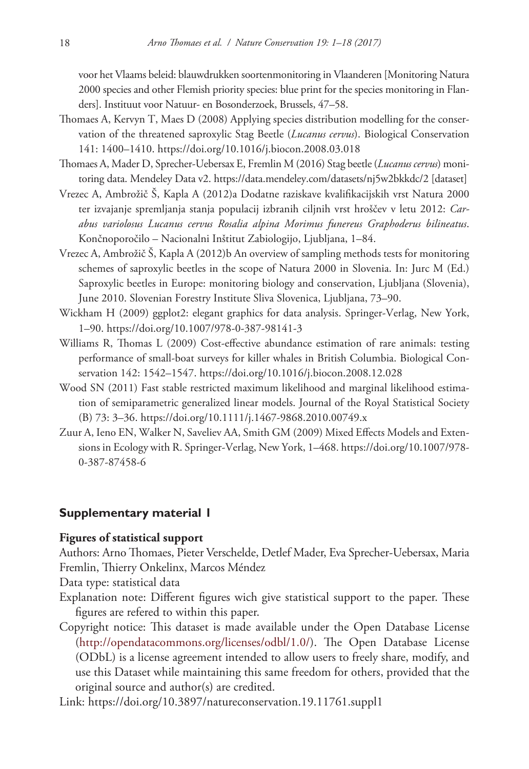voor het Vlaams beleid: blauwdrukken soortenmonitoring in Vlaanderen [Monitoring Natura 2000 species and other Flemish priority species: blue print for the species monitoring in Flanders]. Instituut voor Natuur- en Bosonderzoek, Brussels, 47–58.

Thomaes A, Kervyn T, Maes D (2008) Applying species distribution modelling for the conservation of the threatened saproxylic Stag Beetle (*Lucanus cervus*). Biological Conservation 141: 1400–1410. https://doi.org/10.1016/j.biocon.2008.03.018

Thomaes A, Mader D, Sprecher-Uebersax E, Fremlin M (2016) Stag beetle (*Lucanus cervus*) monitoring data. Mendeley Data v2. https://data.mendeley.com/datasets/nj5w2bkkdc/2 [dataset]

Vrezec A, Ambrožič Š, Kapla A (2012)a Dodatne raziskave kvalifikacijskih vrst Natura 2000 ter izvajanje spremljanja stanja populacij izbranih ciljnih vrst hroščev v letu 2012: *Carabus variolosus Lucanus cervus Rosalia alpina Morimus funereus Graphoderus bilineatus*. Končnoporočilo – Nacionalni Inštitut Zabiologijo, Ljubljana, 1–84.

Vrezec A, Ambrožič Š, Kapla A (2012)b An overview of sampling methods tests for monitoring schemes of saproxylic beetles in the scope of Natura 2000 in Slovenia. In: Jurc M (Ed.) Saproxylic beetles in Europe: monitoring biology and conservation, Ljubljana (Slovenia), June 2010. Slovenian Forestry Institute Sliva Slovenica, Ljubljana, 73–90.

Wickham H (2009) ggplot2: elegant graphics for data analysis. Springer-Verlag, New York, 1–90. https://doi.org/10.1007/978-0-387-98141-3

Williams R, Thomas L (2009) Cost-effective abundance estimation of rare animals: testing performance of small-boat surveys for killer whales in British Columbia. Biological Conservation 142: 1542–1547. https://doi.org/10.1016/j.biocon.2008.12.028

Wood SN (2011) Fast stable restricted maximum likelihood and marginal likelihood estimation of semiparametric generalized linear models. Journal of the Royal Statistical Society (B) 73: 3–36. https://doi.org/10.1111/j.1467-9868.2010.00749.x

Zuur A, Ieno EN, Walker N, Saveliev AA, Smith GM (2009) Mixed Effects Models and Extensions in Ecology with R. Springer-Verlag, New York, 1–468. https://doi.org/10.1007/978-0-387-87458-6

## Supplementary material 1

**Figures of statistical support**

Authors: Arno Thomaes, Pieter Verschelde, Detlef Mader, Eva Sprecher-Uebersax, Maria Fremlin, Thierry Onkelinx, Marcos Méndez

Data type: statistical data

Explanation note: Different figures wich give statistical support to the paper. These figures are refered to within this paper.

Copyright notice: This dataset is made available under the Open Database License (http://opendatacommons.org/licenses/odbl/1.0/). The Open Database License (ODbL) is a license agreement intended to allow users to freely share, modify, and use this Dataset while maintaining this same freedom for others, provided that the original source and author(s) are credited.

Link: https://doi.org/10.3897/natureconservation.19.11761.suppl1